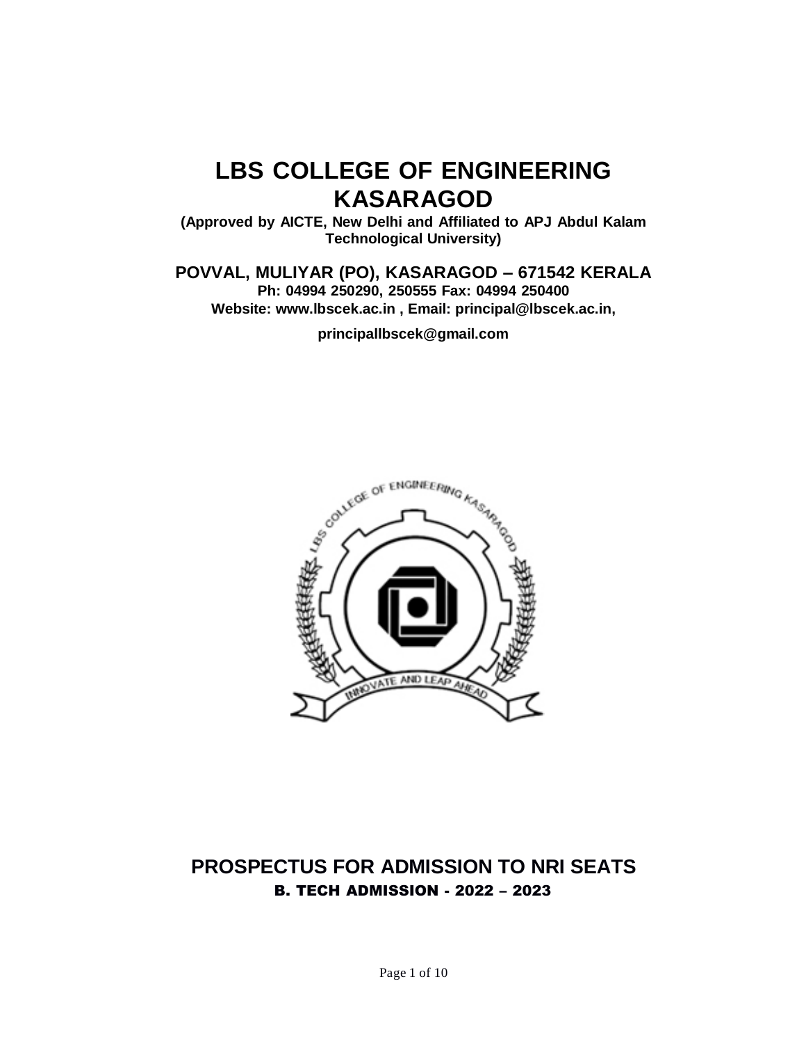# LBS COLLEGE OF ENGINEERING KASARAGOD

**(Approved by AICTE, New Delhi and Affiliated to APJ Abdul Kalam Technological University)**

**POVVAL, MULIYAR (PO), KASARAGOD – 671542 KERALA**

**Ph: 04994 250290, 250555 Fax: 04994 250400**

**Website: www.lbscek.ac.in , Email: principal@lbscek.ac.in,**

**principallbscek@gmail.com**

## PROSPECTUS FOR ADMISSION TO NRI SEATS

### B. TECH ADMISSION - 2022 – 2023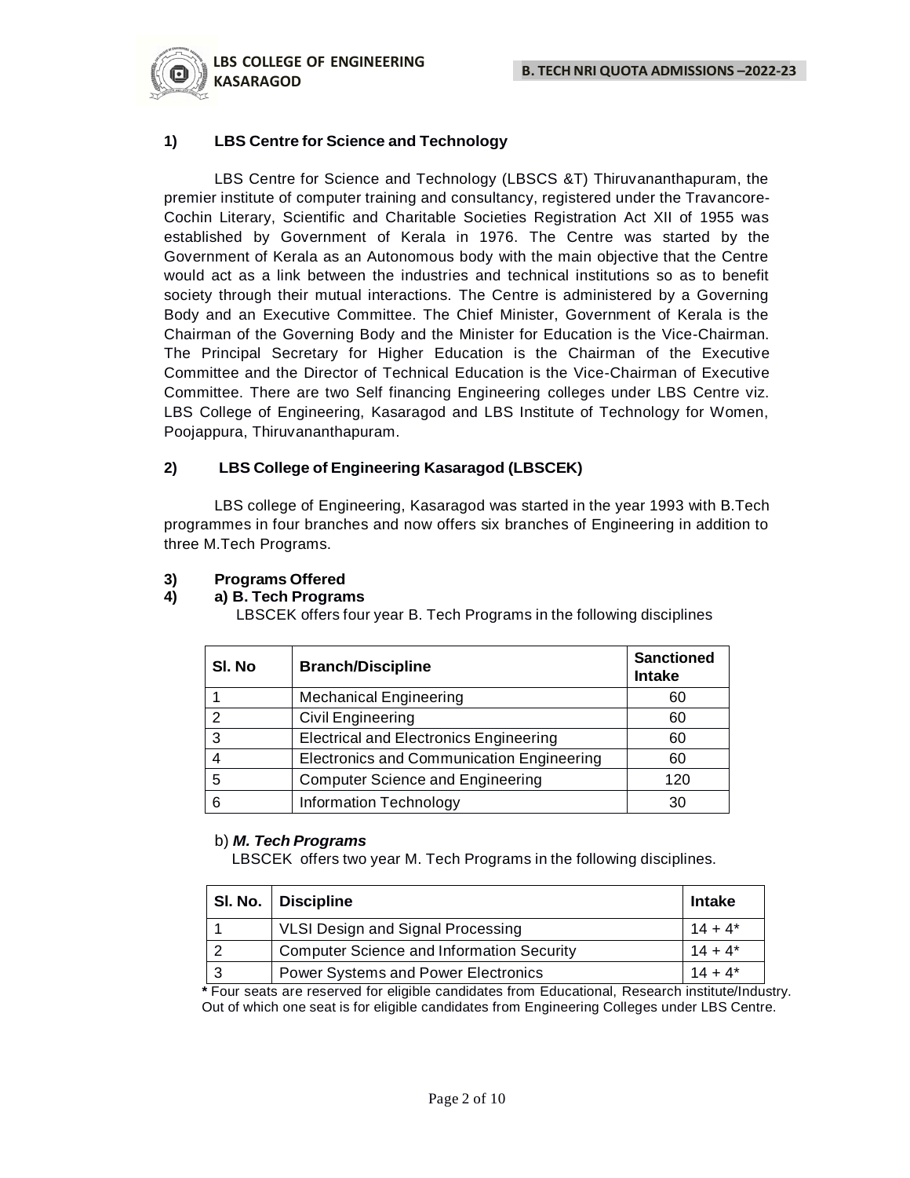## 1) LBS Centre for Science and Technology

LBS Centre for Science and Technology (LBSCS &T) Thiruvananthapuram, the premier institute of computer training and consultancy, registered under the Travancore-Cochin Literary, Scientific and Charitable Societies Registration Act XII of 1955 was established by Government of Kerala in 1976. The Centre was started by the Government of Kerala as an Autonomous body with the main objective that the Centre would act as a link between the industries and technical institutions so as to benefit society through their mutual interactions. The Centre is administered by a Governing Body and an Executive Committee. The Chief Minister, Government of Kerala is the Chairman of the Governing Body and the Minister for Education is the Vice-Chairman. The Principal Secretary for Higher Education is the Chairman of the Executive Committee and the Director of Technical Education is the Vice-Chairman of Executive Committee. There are two Self financing Engineering colleges under LBS Centre viz. LBS College of Engineering, Kasaragod and LBS Institute of Technology for Women, Poojappura, Thiruvananthapuram.

## 2) LBS College of Engineering Kasaragod (LBSCEK)

LBS college of Engineering, Kasaragod was started in the year 1993 with B.Tech programmes in four branches and now offers six branches of Engineering in addition to three M.Tech Programs.

## 3) Programs Offered

## 4) a) B. Tech Programs

LBSCEK offers four year B. Tech Programs in the following disciplines

| Sl. No | Branch/Discipline | Sanctioned Intake |
|---|---|---|
| 1 | Mechanical Engineering | 60 |
| 2 | Civil Engineering | 60 |
| 3 | Electrical and Electronics Engineering | 60 |
| 4 | Electronics and Communication Engineering | 60 |
| 5 | Computer Science and Engineering | 120 |
| 6 | Information Technology | 30 |

b) ***M. Tech Programs***

LBSCEK offers two year M. Tech Programs in the following disciplines.

| Sl. No. | Discipline | Intake |
|---|---|---|
| 1 | VLSI Design and Signal Processing | 14 + 4* |
| 2 | Computer Science and Information Security | 14 + 4* |
| 3 | Power Systems and Power Electronics | 14 + 4* |

**\*** Four seats are reserved for eligible candidates from Educational, Research institute/Industry. Out of which one seat is for eligible candidates from Engineering Colleges under LBS Centre.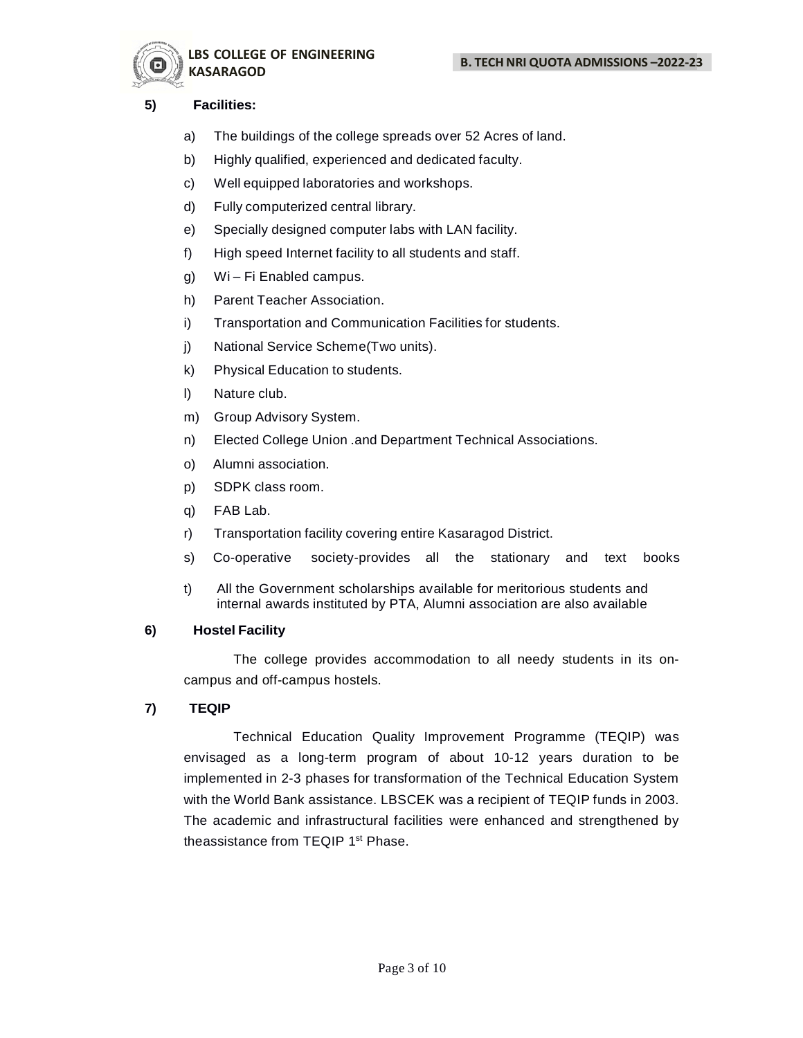## 5) Facilities:

a) The buildings of the college spreads over 52 Acres of land.

b) Highly qualified, experienced and dedicated faculty.

c) Well equipped laboratories and workshops.

d) Fully computerized central library.

e) Specially designed computer labs with LAN facility.

f) High speed Internet facility to all students and staff.

g) Wi – Fi Enabled campus.

h) Parent Teacher Association.

i) Transportation and Communication Facilities for students.

j) National Service Scheme(Two units).

k) Physical Education to students.

l) Nature club.

m) Group Advisory System.

n) Elected College Union .and Department Technical Associations.

o) Alumni association.

p) SDPK class room.

q) FAB Lab.

r) Transportation facility covering entire Kasaragod District.

s) Co-operative society-provides all the stationary and text books

t) All the Government scholarships available for meritorious students and internal awards instituted by PTA, Alumni association are also available

## 6) Hostel Facility

The college provides accommodation to all needy students in its on-campus and off-campus hostels.

## 7) TEQIP

Technical Education Quality Improvement Programme (TEQIP) was envisaged as a long-term program of about 10-12 years duration to be implemented in 2-3 phases for transformation of the Technical Education System with the World Bank assistance. LBSCEK was a recipient of TEQIP funds in 2003. The academic and infrastructural facilities were enhanced and strengthened by theassistance from TEQIP 1st Phase.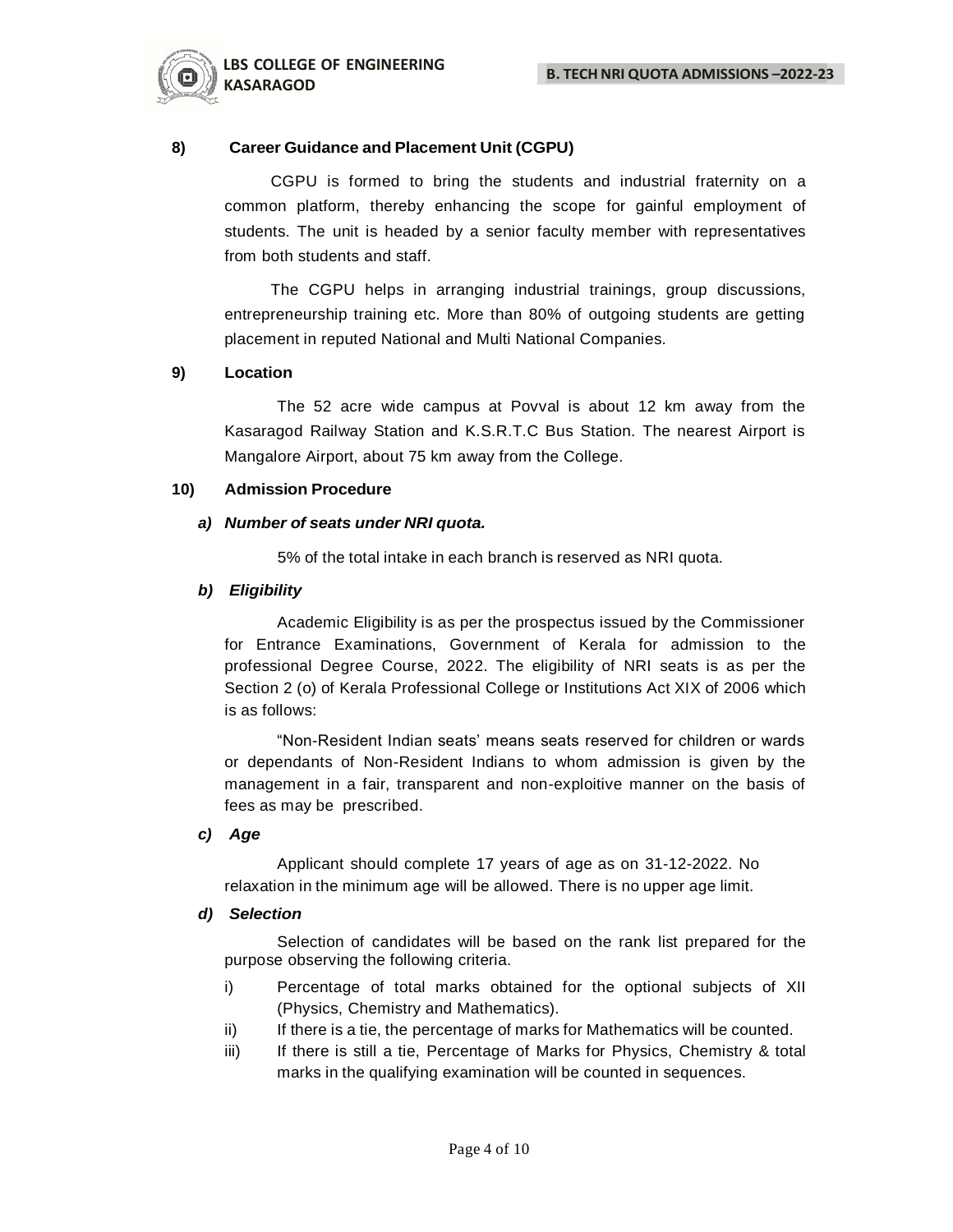## 8) Career Guidance and Placement Unit (CGPU)

CGPU is formed to bring the students and industrial fraternity on a common platform, thereby enhancing the scope for gainful employment of students. The unit is headed by a senior faculty member with representatives from both students and staff.

The CGPU helps in arranging industrial trainings, group discussions, entrepreneurship training etc. More than 80% of outgoing students are getting placement in reputed National and Multi National Companies.

## 9) Location

The 52 acre wide campus at Povval is about 12 km away from the Kasaragod Railway Station and K.S.R.T.C Bus Station. The nearest Airport is Mangalore Airport, about 75 km away from the College.

## 10) Admission Procedure

### *a) Number of seats under NRI quota.*

5% of the total intake in each branch is reserved as NRI quota.

### *b) Eligibility*

Academic Eligibility is as per the prospectus issued by the Commissioner for Entrance Examinations, Government of Kerala for admission to the professional Degree Course, 2022. The eligibility of NRI seats is as per the Section 2 (o) of Kerala Professional College or Institutions Act XIX of 2006 which is as follows:

"Non-Resident Indian seats' means seats reserved for children or wards or dependants of Non-Resident Indians to whom admission is given by the management in a fair, transparent and non-exploitive manner on the basis of fees as may be prescribed.

### *c) Age*

Applicant should complete 17 years of age as on 31-12-2022. No relaxation in the minimum age will be allowed. There is no upper age limit.

### *d) Selection*

Selection of candidates will be based on the rank list prepared for the purpose observing the following criteria.

i) Percentage of total marks obtained for the optional subjects of XII (Physics, Chemistry and Mathematics).

ii) If there is a tie, the percentage of marks for Mathematics will be counted.

iii) If there is still a tie, Percentage of Marks for Physics, Chemistry & total marks in the qualifying examination will be counted in sequences.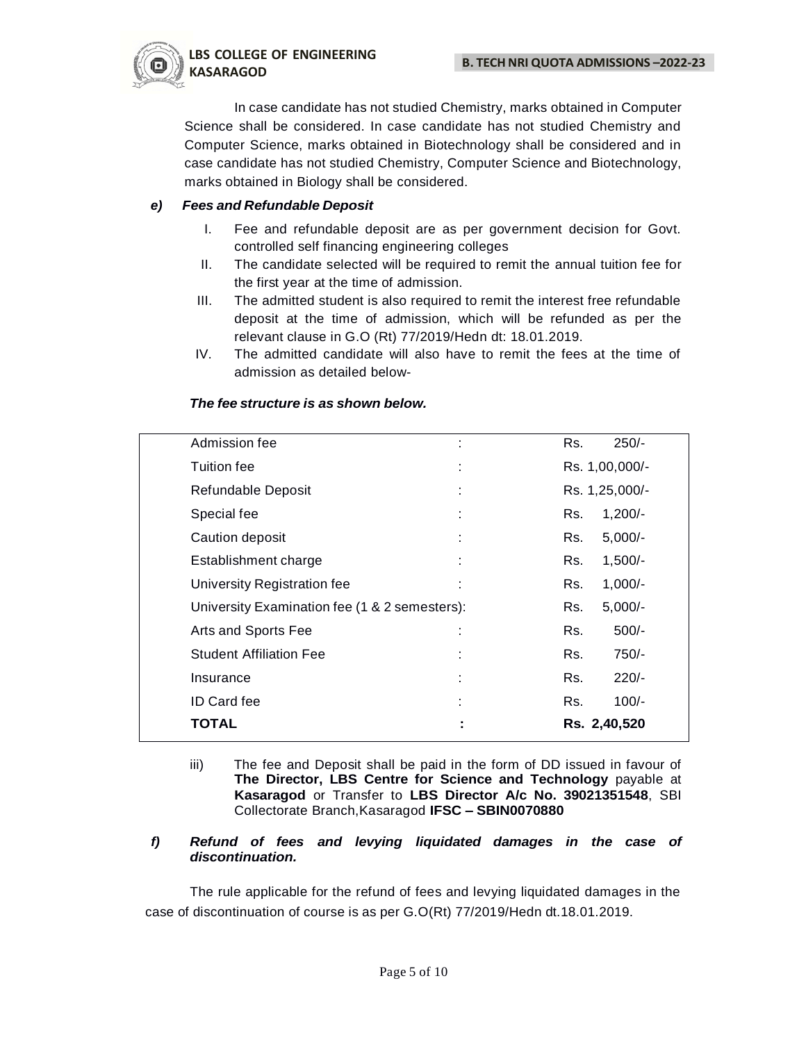In case candidate has not studied Chemistry, marks obtained in Computer Science shall be considered. In case candidate has not studied Chemistry and Computer Science, marks obtained in Biotechnology shall be considered and in case candidate has not studied Chemistry, Computer Science and Biotechnology, marks obtained in Biology shall be considered.

***e) Fees and Refundable Deposit***

I. Fee and refundable deposit are as per government decision for Govt. controlled self financing engineering colleges

II. The candidate selected will be required to remit the annual tuition fee for the first year at the time of admission.

III. The admitted student is also required to remit the interest free refundable deposit at the time of admission, which will be refunded as per the relevant clause in G.O (Rt) 77/2019/Hedn dt: 18.01.2019.

IV. The admitted candidate will also have to remit the fees at the time of admission as detailed below-

***The fee structure is as shown below.***

| Item | | Amount |
|---|---|---|
| Admission fee | : | Rs. 250/- |
| Tuition fee | : | Rs. 1,00,000/- |
| Refundable Deposit | : | Rs. 1,25,000/- |
| Special fee | : | Rs. 1,200/- |
| Caution deposit | : | Rs. 5,000/- |
| Establishment charge | : | Rs. 1,500/- |
| University Registration fee | : | Rs. 1,000/- |
| University Examination fee (1 & 2 semesters) | : | Rs. 5,000/- |
| Arts and Sports Fee | : | Rs. 500/- |
| Student Affiliation Fee | : | Rs. 750/- |
| Insurance | : | Rs. 220/- |
| ID Card fee | : | Rs. 100/- |
| **TOTAL** | **:** | **Rs. 2,40,520** |

iii) The fee and Deposit shall be paid in the form of DD issued in favour of **The Director, LBS Centre for Science and Technology** payable at **Kasaragod** or Transfer to **LBS Director A/c No. 39021351548**, SBI Collectorate Branch,Kasaragod **IFSC – SBIN0070880**

***f) Refund of fees and levying liquidated damages in the case of discontinuation.***

The rule applicable for the refund of fees and levying liquidated damages in the case of discontinuation of course is as per G.O(Rt) 77/2019/Hedn dt.18.01.2019.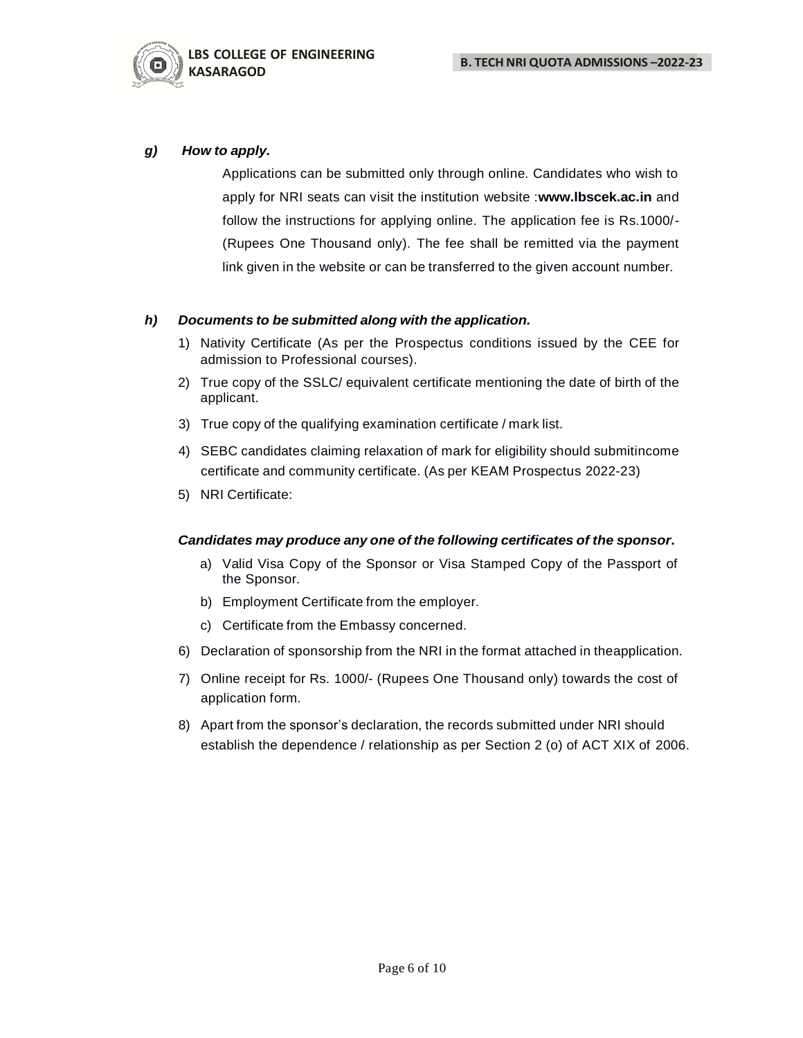***g) How to apply.***

Applications can be submitted only through online. Candidates who wish to apply for NRI seats can visit the institution website :**www.lbscek.ac.in** and follow the instructions for applying online. The application fee is Rs.1000/- (Rupees One Thousand only). The fee shall be remitted via the payment link given in the website or can be transferred to the given account number.

***h) Documents to be submitted along with the application.***

1) Nativity Certificate (As per the Prospectus conditions issued by the CEE for admission to Professional courses).
2) True copy of the SSLC/ equivalent certificate mentioning the date of birth of the applicant.
3) True copy of the qualifying examination certificate / mark list.
4) SEBC candidates claiming relaxation of mark for eligibility should submitincome certificate and community certificate. (As per KEAM Prospectus 2022-23)
5) NRI Certificate:

***Candidates may produce any one of the following certificates of the sponsor.***

a) Valid Visa Copy of the Sponsor or Visa Stamped Copy of the Passport of the Sponsor.
b) Employment Certificate from the employer.
c) Certificate from the Embassy concerned.

6) Declaration of sponsorship from the NRI in the format attached in theapplication.
7) Online receipt for Rs. 1000/- (Rupees One Thousand only) towards the cost of application form.
8) Apart from the sponsor's declaration, the records submitted under NRI should establish the dependence / relationship as per Section 2 (o) of ACT XIX of 2006.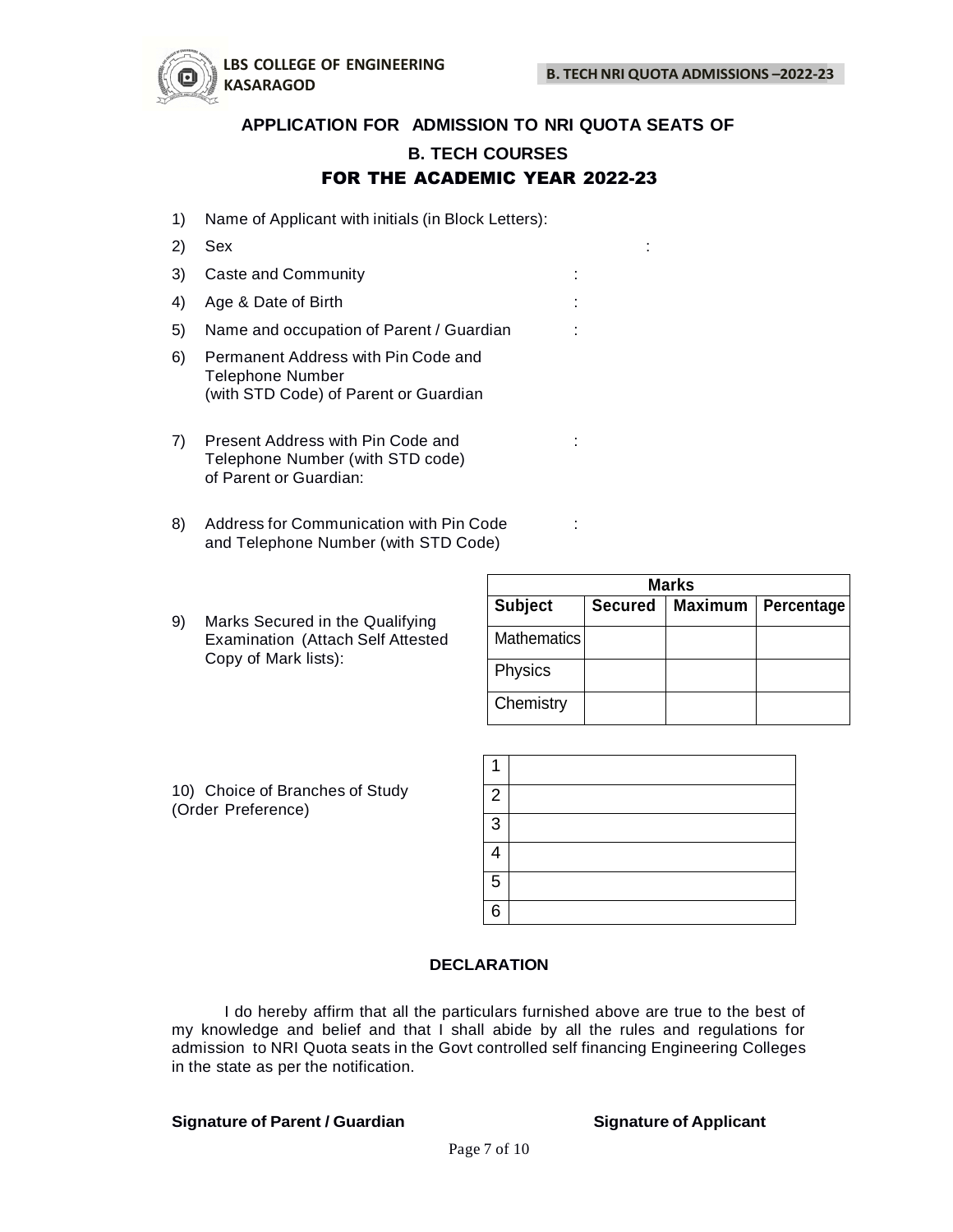## APPLICATION FOR ADMISSION TO NRI QUOTA SEATS OF

## B. TECH COURSES

## FOR THE ACADEMIC YEAR 2022-23

1) Name of Applicant with initials (in Block Letters):
2) Sex :
3) Caste and Community :
4) Age & Date of Birth :
5) Name and occupation of Parent / Guardian :
6) Permanent Address with Pin Code and Telephone Number (with STD Code) of Parent or Guardian
7) Present Address with Pin Code and Telephone Number (with STD code) of Parent or Guardian: :
8) Address for Communication with Pin Code and Telephone Number (with STD Code) :

9) Marks Secured in the Qualifying Examination (Attach Self Attested Copy of Mark lists):

| Marks | | | |
|---|---|---|---|
| **Subject** | **Secured** | **Maximum** | **Percentage** |
| Mathematics | | | |
| Physics | | | |
| Chemistry | | | |

10) Choice of Branches of Study (Order Preference)

| | |
|---|---|
| 1 | |
| 2 | |
| 3 | |
| 4 | |
| 5 | |
| 6 | |

### DECLARATION

I do hereby affirm that all the particulars furnished above are true to the best of my knowledge and belief and that I shall abide by all the rules and regulations for admission to NRI Quota seats in the Govt controlled self financing Engineering Colleges in the state as per the notification.

**Signature of Parent / Guardian** **Signature of Applicant**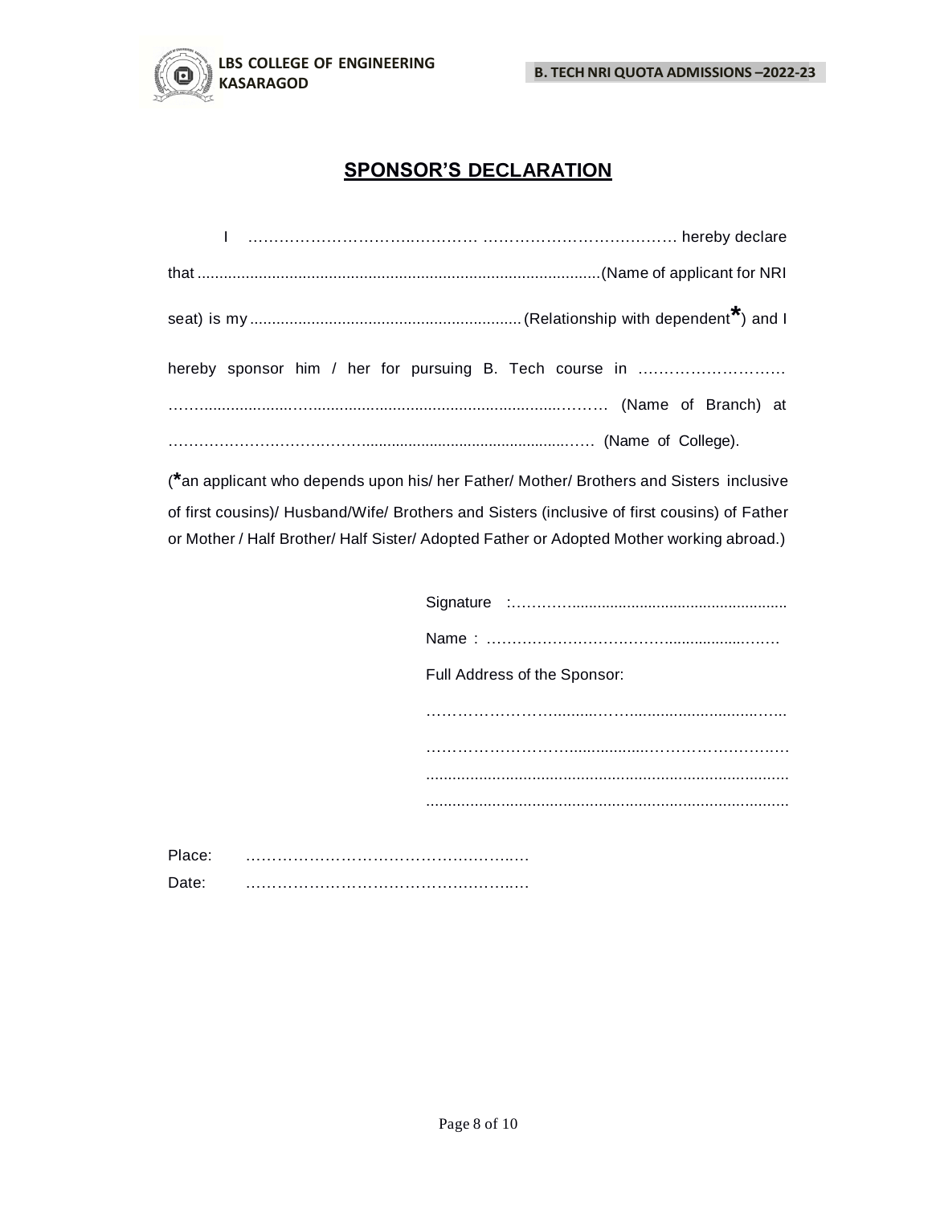## SPONSOR'S DECLARATION

I …………………………………………………………………… hereby declare that ............................................................................................(Name of applicant for NRI seat) is my .............................................................(Relationship with dependent*) and I hereby sponsor him / her for pursuing B. Tech course in ………………………………………………………………………………………… (Name of Branch) at ………………………………………………………………… (Name of College).

(*an applicant who depends upon his/ her Father/ Mother/ Brothers and Sisters inclusive of first cousins)/ Husband/Wife/ Brothers and Sisters (inclusive of first cousins) of Father or Mother / Half Brother/ Half Sister/ Adopted Father or Adopted Mother working abroad.)

Signature :……………………………………………………

Name : ………………………………………………………

Full Address of the Sponsor:

……………………………………………………………………

……………………………………………………………………

……………………………………………………………………

……………………………………………………………………

Place: ………………………………………………

Date: ………………………………………………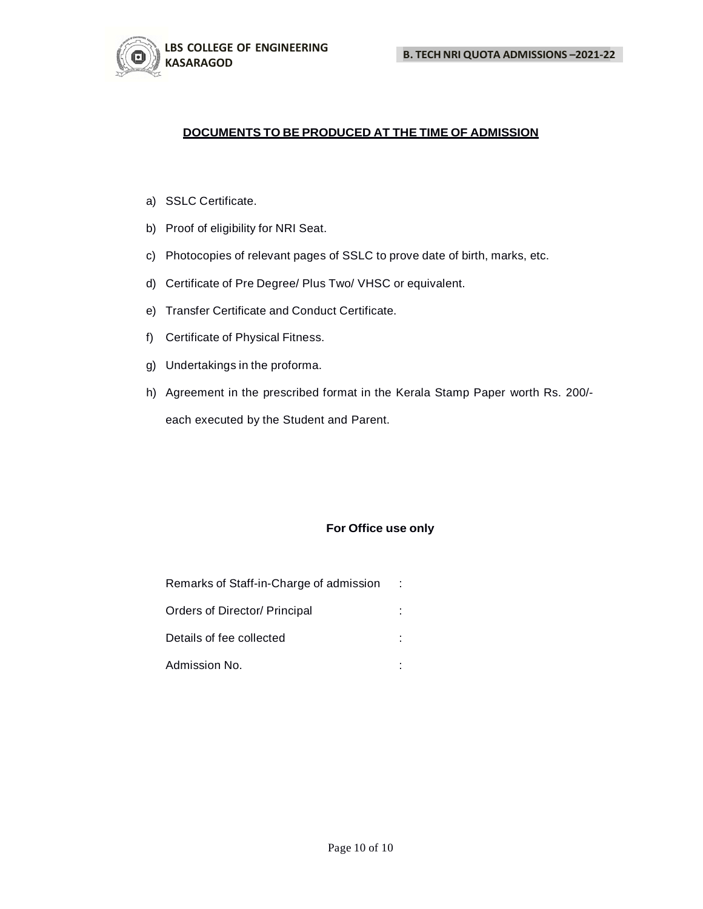## DOCUMENTS TO BE PRODUCED AT THE TIME OF ADMISSION

a) SSLC Certificate.

b) Proof of eligibility for NRI Seat.

c) Photocopies of relevant pages of SSLC to prove date of birth, marks, etc.

d) Certificate of Pre Degree/ Plus Two/ VHSC or equivalent.

e) Transfer Certificate and Conduct Certificate.

f) Certificate of Physical Fitness.

g) Undertakings in the proforma.

h) Agreement in the prescribed format in the Kerala Stamp Paper worth Rs. 200/- each executed by the Student and Parent.

**For Office use only**

Remarks of Staff-in-Charge of admission :

Orders of Director/ Principal :

Details of fee collected :

Admission No. :